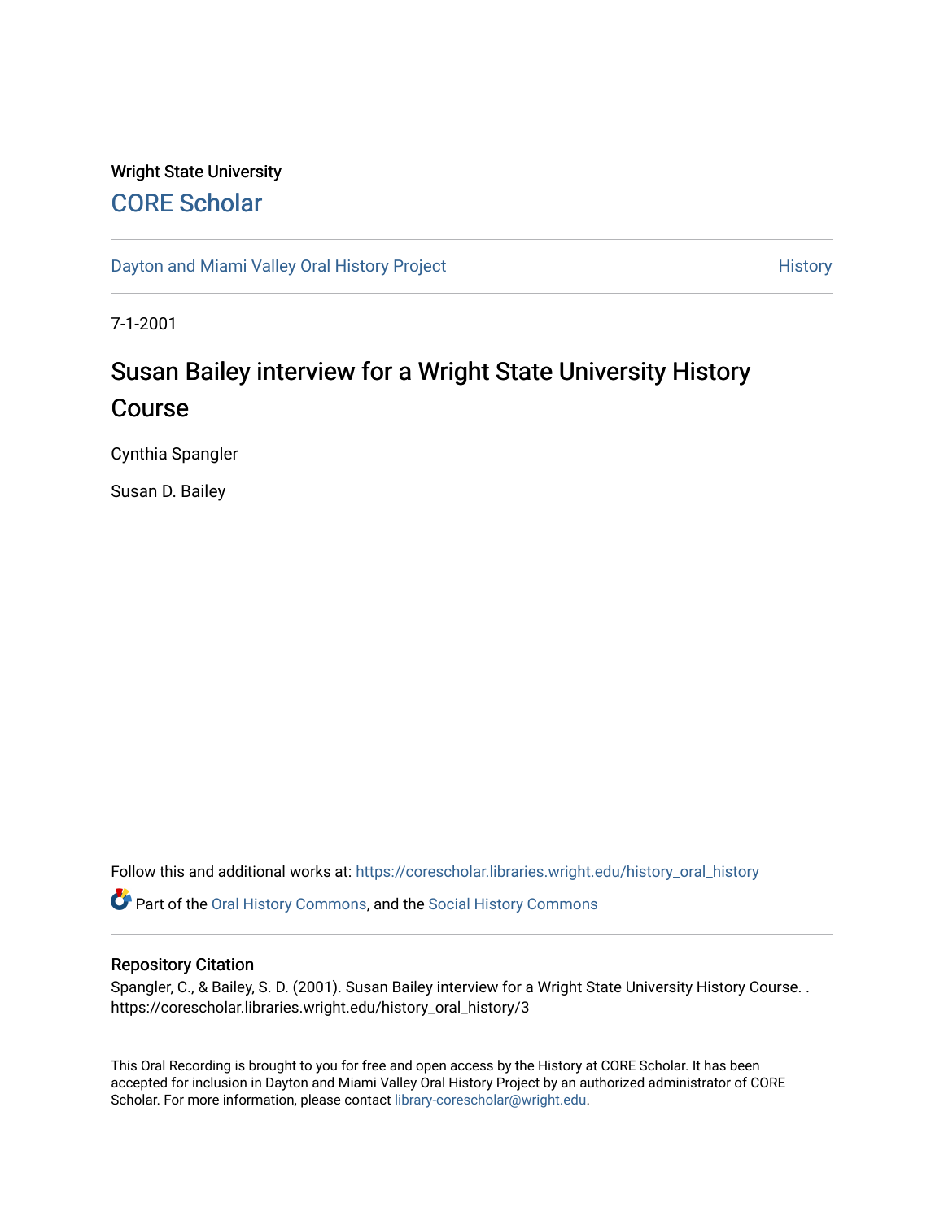Wright State University

# CORE Scholar

Dayton and Miami Valley Oral History Project | History

7-1-2001

## Susan Bailey interview for a Wright State University History Course

Cynthia Spangler

Susan D. Bailey

Follow this and additional works at: https://corescholar.libraries.wright.edu/history_oral_history

Part of the Oral History Commons, and the Social History Commons

### Repository Citation

Spangler, C., & Bailey, S. D. (2001). Susan Bailey interview for a Wright State University History Course. . https://corescholar.libraries.wright.edu/history_oral_history/3

This Oral Recording is brought to you for free and open access by the History at CORE Scholar. It has been accepted for inclusion in Dayton and Miami Valley Oral History Project by an authorized administrator of CORE Scholar. For more information, please contact library-corescholar@wright.edu.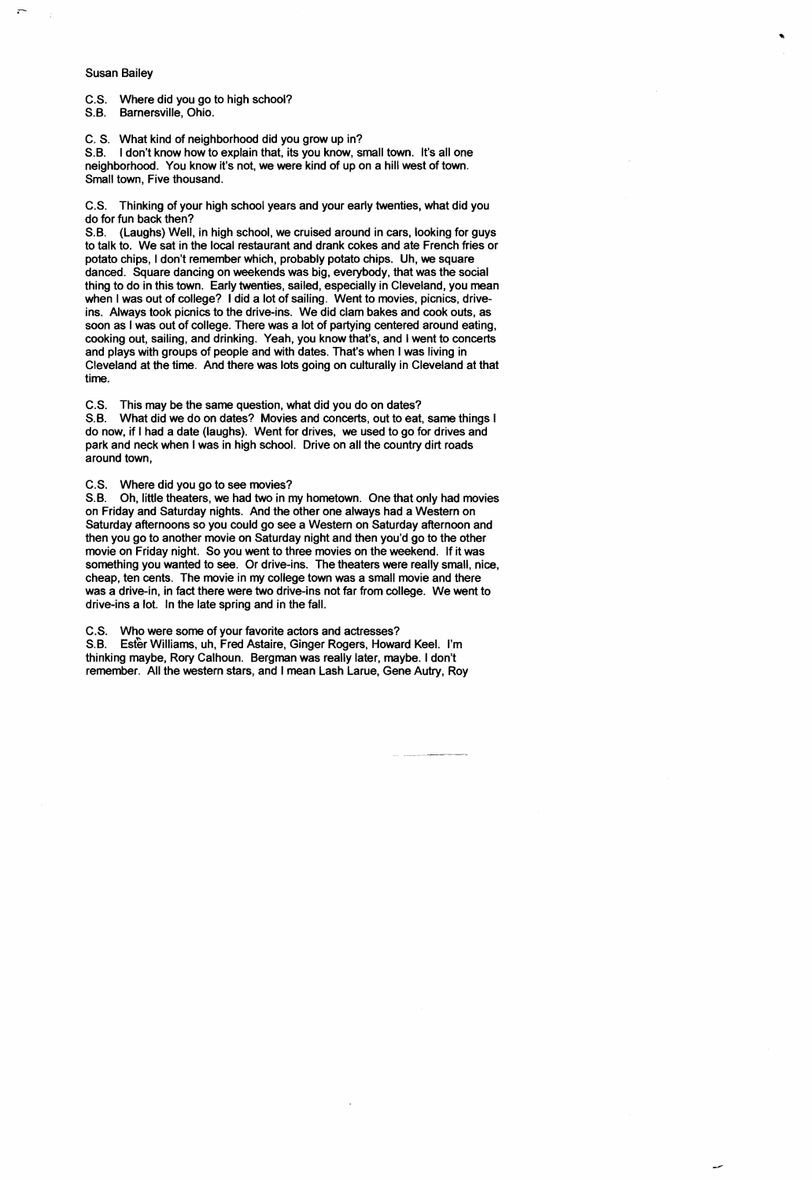Susan Bailey

C.S. Where did you go to high school?
S.B. Barnersville, Ohio.

C. S. What kind of neighborhood did you grow up in?
S.B. I don't know how to explain that, its you know, small town. It's all one neighborhood. You know it's not, we were kind of up on a hill west of town. Small town, Five thousand.

C.S. Thinking of your high school years and your early twenties, what did you do for fun back then?
S.B. (Laughs) Well, in high school, we cruised around in cars, looking for guys to talk to. We sat in the local restaurant and drank cokes and ate French fries or potato chips, I don't remember which, probably potato chips. Uh, we square danced. Square dancing on weekends was big, everybody, that was the social thing to do in this town. Early twenties, sailed, especially in Cleveland, you mean when I was out of college? I did a lot of sailing. Went to movies, picnics, drive-ins. Always took picnics to the drive-ins. We did clam bakes and cook outs, as soon as I was out of college. There was a lot of partying centered around eating, cooking out, sailing, and drinking. Yeah, you know that's, and I went to concerts and plays with groups of people and with dates. That's when I was living in Cleveland at the time. And there was lots going on culturally in Cleveland at that time.

C.S. This may be the same question, what did you do on dates?
S.B. What did we do on dates? Movies and concerts, out to eat, same things I do now, if I had a date (laughs). Went for drives, we used to go for drives and park and neck when I was in high school. Drive on all the country dirt roads around town,

C.S. Where did you go to see movies?
S.B. Oh, little theaters, we had two in my hometown. One that only had movies on Friday and Saturday nights. And the other one always had a Western on Saturday afternoons so you could go see a Western on Saturday afternoon and then you go to another movie on Saturday night and then you'd go to the other movie on Friday night. So you went to three movies on the weekend. If it was something you wanted to see. Or drive-ins. The theaters were really small, nice, cheap, ten cents. The movie in my college town was a small movie and there was a drive-in, in fact there were two drive-ins not far from college. We went to drive-ins a lot. In the late spring and in the fall.

C.S. Who were some of your favorite actors and actresses?
S.B. Ester Williams, uh, Fred Astaire, Ginger Rogers, Howard Keel. I'm thinking maybe, Rory Calhoun. Bergman was really later, maybe. I don't remember. All the western stars, and I mean Lash Larue, Gene Autry, Roy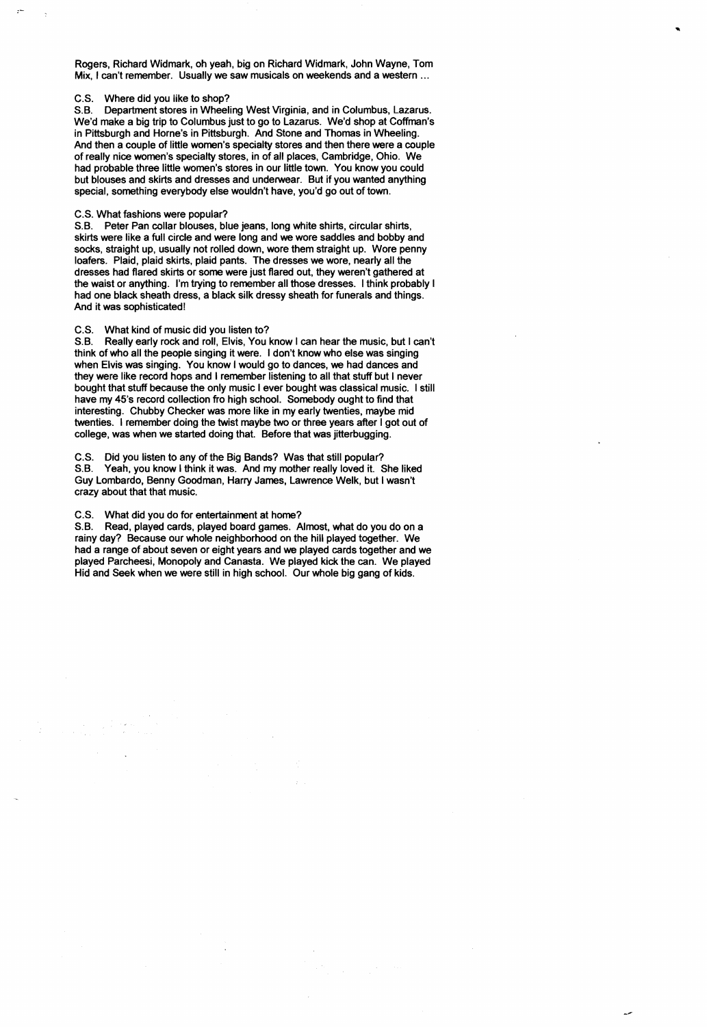Rogers, Richard Widmark, oh yeah, big on Richard Widmark, John Wayne, Tom Mix, I can't remember. Usually we saw musicals on weekends and a western ...

C.S. Where did you like to shop?
S.B. Department stores in Wheeling West Virginia, and in Columbus, Lazarus. We'd make a big trip to Columbus just to go to Lazarus. We'd shop at Coffman's in Pittsburgh and Horne's in Pittsburgh. And Stone and Thomas in Wheeling. And then a couple of little women's specialty stores and then there were a couple of really nice women's specialty stores, in of all places, Cambridge, Ohio. We had probable three little women's stores in our little town. You know you could but blouses and skirts and dresses and underwear. But if you wanted anything special, something everybody else wouldn't have, you'd go out of town.

C.S. What fashions were popular?
S.B. Peter Pan collar blouses, blue jeans, long white shirts, circular shirts, skirts were like a full circle and were long and we wore saddles and bobby and socks, straight up, usually not rolled down, wore them straight up. Wore penny loafers. Plaid, plaid skirts, plaid pants. The dresses we wore, nearly all the dresses had flared skirts or some were just flared out, they weren't gathered at the waist or anything. I'm trying to remember all those dresses. I think probably I had one black sheath dress, a black silk dressy sheath for funerals and things. And it was sophisticated!

C.S. What kind of music did you listen to?
S.B. Really early rock and roll, Elvis, You know I can hear the music, but I can't think of who all the people singing it were. I don't know who else was singing when Elvis was singing. You know I would go to dances, we had dances and they were like record hops and I remember listening to all that stuff but I never bought that stuff because the only music I ever bought was classical music. I still have my 45's record collection fro high school. Somebody ought to find that interesting. Chubby Checker was more like in my early twenties, maybe mid twenties. I remember doing the twist maybe two or three years after I got out of college, was when we started doing that. Before that was jitterbugging.

C.S. Did you listen to any of the Big Bands? Was that still popular?
S.B. Yeah, you know I think it was. And my mother really loved it. She liked Guy Lombardo, Benny Goodman, Harry James, Lawrence Welk, but I wasn't crazy about that that music.

C.S. What did you do for entertainment at home?
S.B. Read, played cards, played board games. Almost, what do you do on a rainy day? Because our whole neighborhood on the hill played together. We had a range of about seven or eight years and we played cards together and we played Parcheesi, Monopoly and Canasta. We played kick the can. We played Hid and Seek when we were still in high school. Our whole big gang of kids.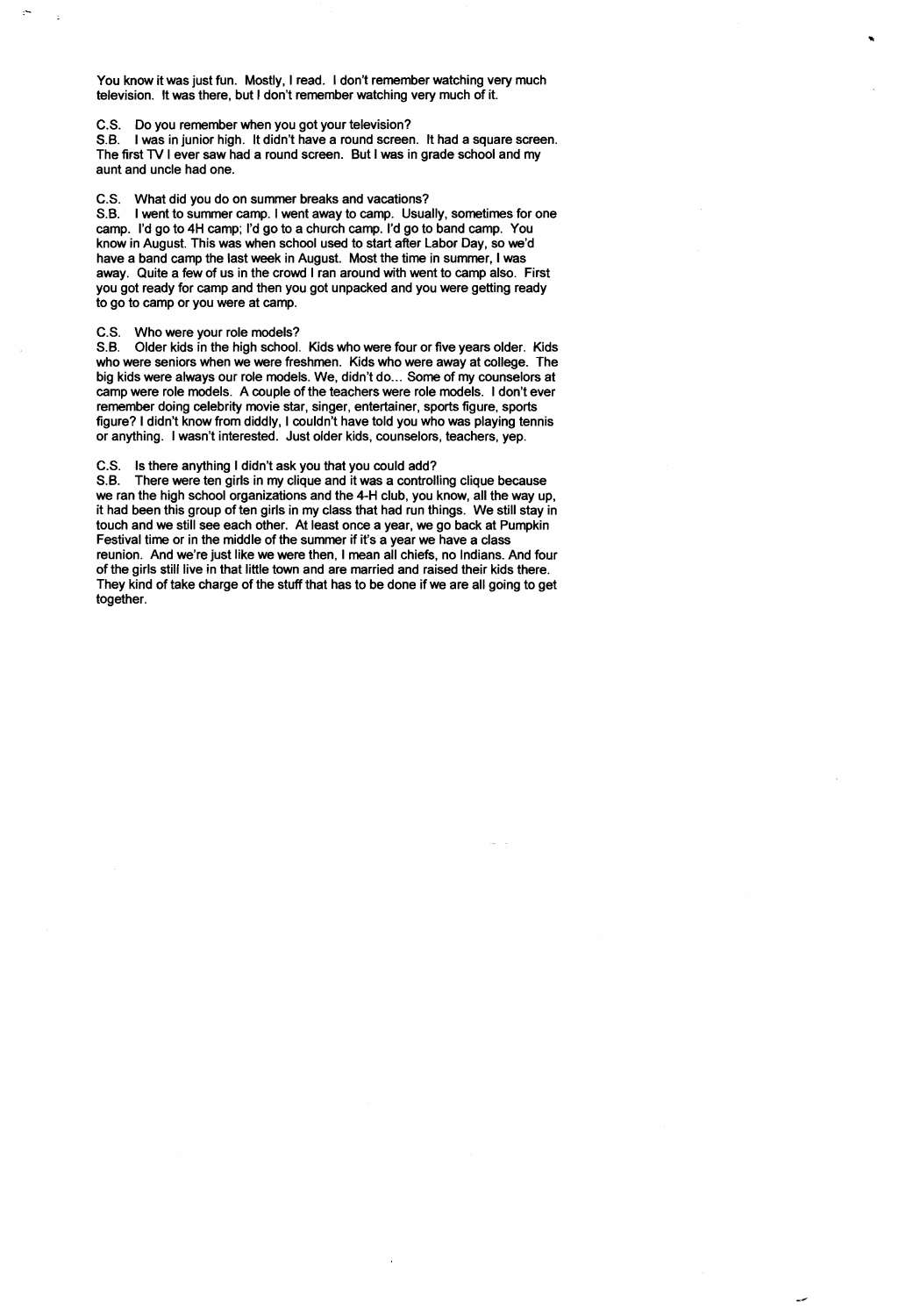You know it was just fun. Mostly, I read. I don't remember watching very much television. It was there, but I don't remember watching very much of it.

C.S. Do you remember when you got your television?
S.B. I was in junior high. It didn't have a round screen. It had a square screen. The first TV I ever saw had a round screen. But I was in grade school and my aunt and uncle had one.

C.S. What did you do on summer breaks and vacations?
S.B. I went to summer camp. I went away to camp. Usually, sometimes for one camp. I'd go to 4H camp; I'd go to a church camp. I'd go to band camp. You know in August. This was when school used to start after Labor Day, so we'd have a band camp the last week in August. Most the time in summer, I was away. Quite a few of us in the crowd I ran around with went to camp also. First you got ready for camp and then you got unpacked and you were getting ready to go to camp or you were at camp.

C.S. Who were your role models?
S.B. Older kids in the high school. Kids who were four or five years older. Kids who were seniors when we were freshmen. Kids who were away at college. The big kids were always our role models. We, didn't do... Some of my counselors at camp were role models. A couple of the teachers were role models. I don't ever remember doing celebrity movie star, singer, entertainer, sports figure, sports figure? I didn't know from diddly, I couldn't have told you who was playing tennis or anything. I wasn't interested. Just older kids, counselors, teachers, yep.

C.S. Is there anything I didn't ask you that you could add?
S.B. There were ten girls in my clique and it was a controlling clique because we ran the high school organizations and the 4-H club, you know, all the way up, it had been this group of ten girls in my class that had run things. We still stay in touch and we still see each other. At least once a year, we go back at Pumpkin Festival time or in the middle of the summer if it's a year we have a class reunion. And we're just like we were then, I mean all chiefs, no Indians. And four of the girls still live in that little town and are married and raised their kids there. They kind of take charge of the stuff that has to be done if we are all going to get together.